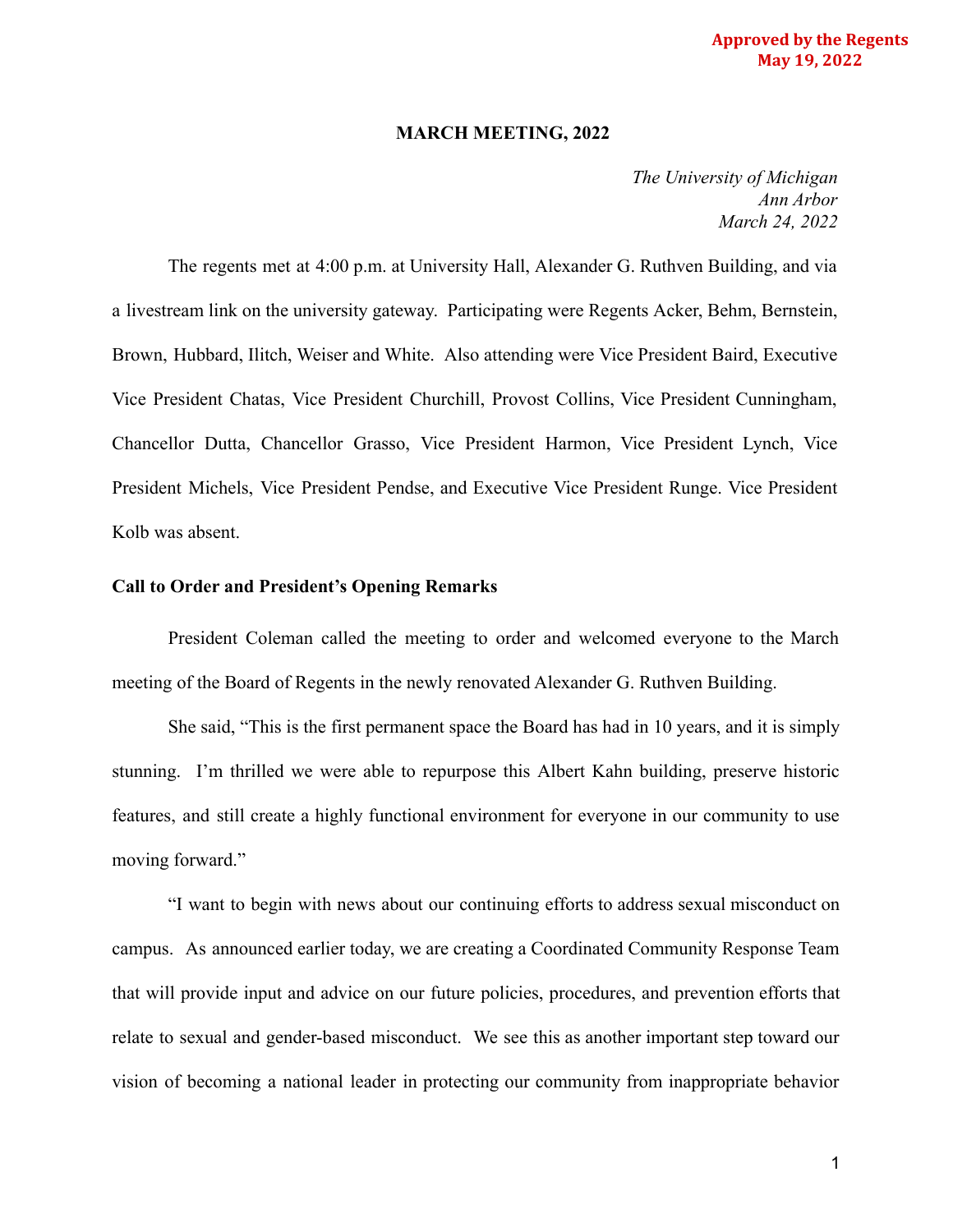**Approved by the Regents**
**May 19, 2022**

# MARCH MEETING, 2022

*The University of Michigan*
*Ann Arbor*
*March 24, 2022*

The regents met at 4:00 p.m. at University Hall, Alexander G. Ruthven Building, and via a livestream link on the university gateway. Participating were Regents Acker, Behm, Bernstein, Brown, Hubbard, Ilitch, Weiser and White. Also attending were Vice President Baird, Executive Vice President Chatas, Vice President Churchill, Provost Collins, Vice President Cunningham, Chancellor Dutta, Chancellor Grasso, Vice President Harmon, Vice President Lynch, Vice President Michels, Vice President Pendse, and Executive Vice President Runge. Vice President Kolb was absent.

## Call to Order and President's Opening Remarks

President Coleman called the meeting to order and welcomed everyone to the March meeting of the Board of Regents in the newly renovated Alexander G. Ruthven Building.

She said, "This is the first permanent space the Board has had in 10 years, and it is simply stunning. I'm thrilled we were able to repurpose this Albert Kahn building, preserve historic features, and still create a highly functional environment for everyone in our community to use moving forward."

"I want to begin with news about our continuing efforts to address sexual misconduct on campus. As announced earlier today, we are creating a Coordinated Community Response Team that will provide input and advice on our future policies, procedures, and prevention efforts that relate to sexual and gender-based misconduct. We see this as another important step toward our vision of becoming a national leader in protecting our community from inappropriate behavior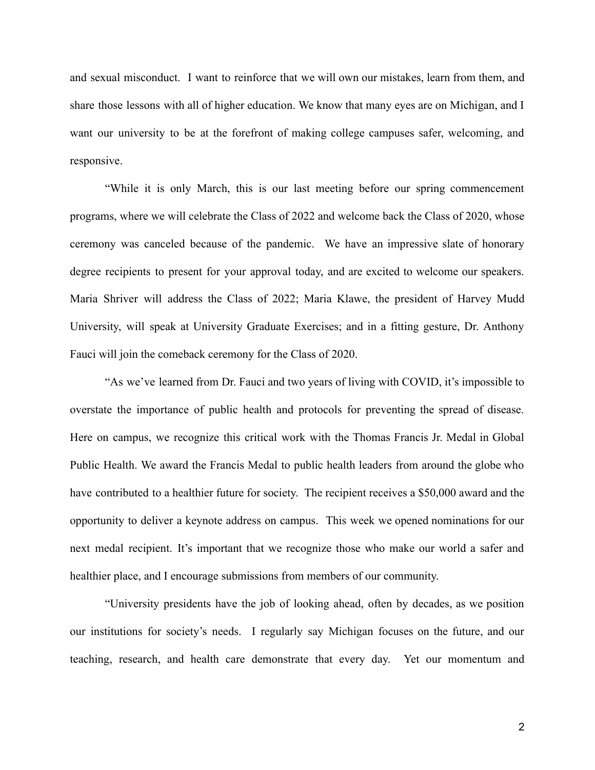and sexual misconduct. I want to reinforce that we will own our mistakes, learn from them, and share those lessons with all of higher education. We know that many eyes are on Michigan, and I want our university to be at the forefront of making college campuses safer, welcoming, and responsive.

"While it is only March, this is our last meeting before our spring commencement programs, where we will celebrate the Class of 2022 and welcome back the Class of 2020, whose ceremony was canceled because of the pandemic. We have an impressive slate of honorary degree recipients to present for your approval today, and are excited to welcome our speakers. Maria Shriver will address the Class of 2022; Maria Klawe, the president of Harvey Mudd University, will speak at University Graduate Exercises; and in a fitting gesture, Dr. Anthony Fauci will join the comeback ceremony for the Class of 2020.

"As we've learned from Dr. Fauci and two years of living with COVID, it's impossible to overstate the importance of public health and protocols for preventing the spread of disease. Here on campus, we recognize this critical work with the Thomas Francis Jr. Medal in Global Public Health. We award the Francis Medal to public health leaders from around the globe who have contributed to a healthier future for society. The recipient receives a $50,000 award and the opportunity to deliver a keynote address on campus. This week we opened nominations for our next medal recipient. It's important that we recognize those who make our world a safer and healthier place, and I encourage submissions from members of our community.

"University presidents have the job of looking ahead, often by decades, as we position our institutions for society's needs. I regularly say Michigan focuses on the future, and our teaching, research, and health care demonstrate that every day. Yet our momentum and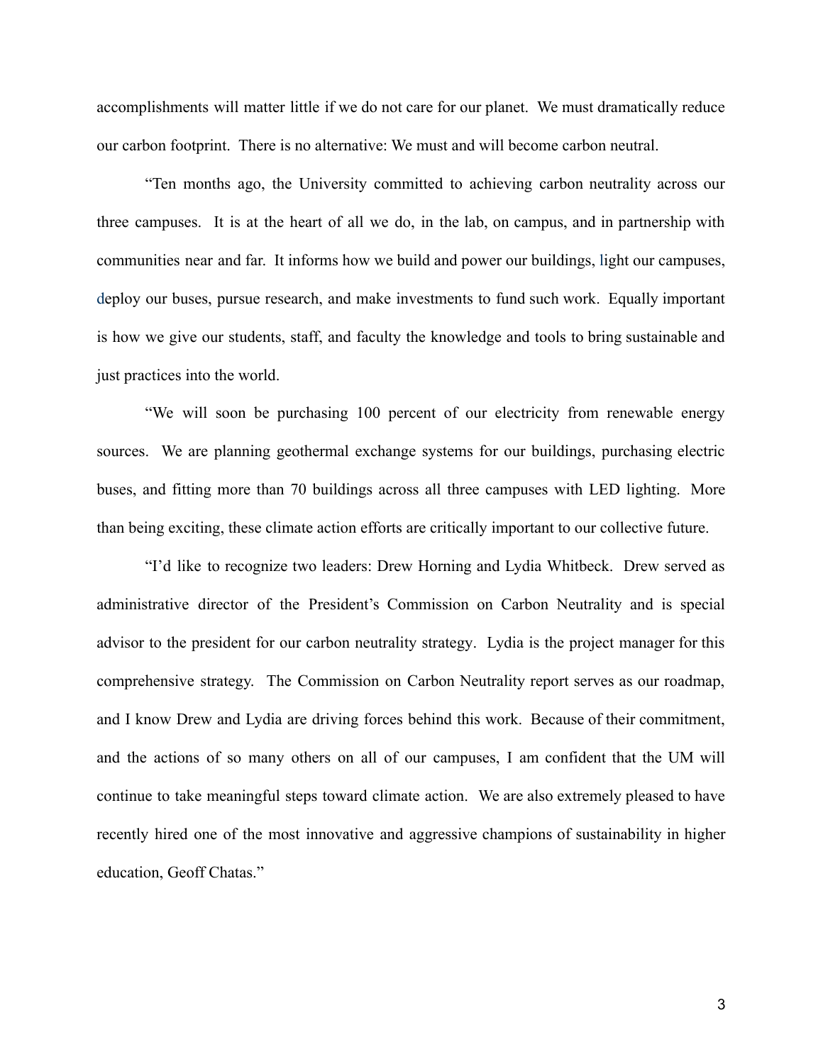accomplishments will matter little if we do not care for our planet. We must dramatically reduce our carbon footprint. There is no alternative: We must and will become carbon neutral.

"Ten months ago, the University committed to achieving carbon neutrality across our three campuses. It is at the heart of all we do, in the lab, on campus, and in partnership with communities near and far. It informs how we build and power our buildings, light our campuses, deploy our buses, pursue research, and make investments to fund such work. Equally important is how we give our students, staff, and faculty the knowledge and tools to bring sustainable and just practices into the world.

"We will soon be purchasing 100 percent of our electricity from renewable energy sources. We are planning geothermal exchange systems for our buildings, purchasing electric buses, and fitting more than 70 buildings across all three campuses with LED lighting. More than being exciting, these climate action efforts are critically important to our collective future.

"I'd like to recognize two leaders: Drew Horning and Lydia Whitbeck. Drew served as administrative director of the President's Commission on Carbon Neutrality and is special advisor to the president for our carbon neutrality strategy. Lydia is the project manager for this comprehensive strategy. The Commission on Carbon Neutrality report serves as our roadmap, and I know Drew and Lydia are driving forces behind this work. Because of their commitment, and the actions of so many others on all of our campuses, I am confident that the UM will continue to take meaningful steps toward climate action. We are also extremely pleased to have recently hired one of the most innovative and aggressive champions of sustainability in higher education, Geoff Chatas."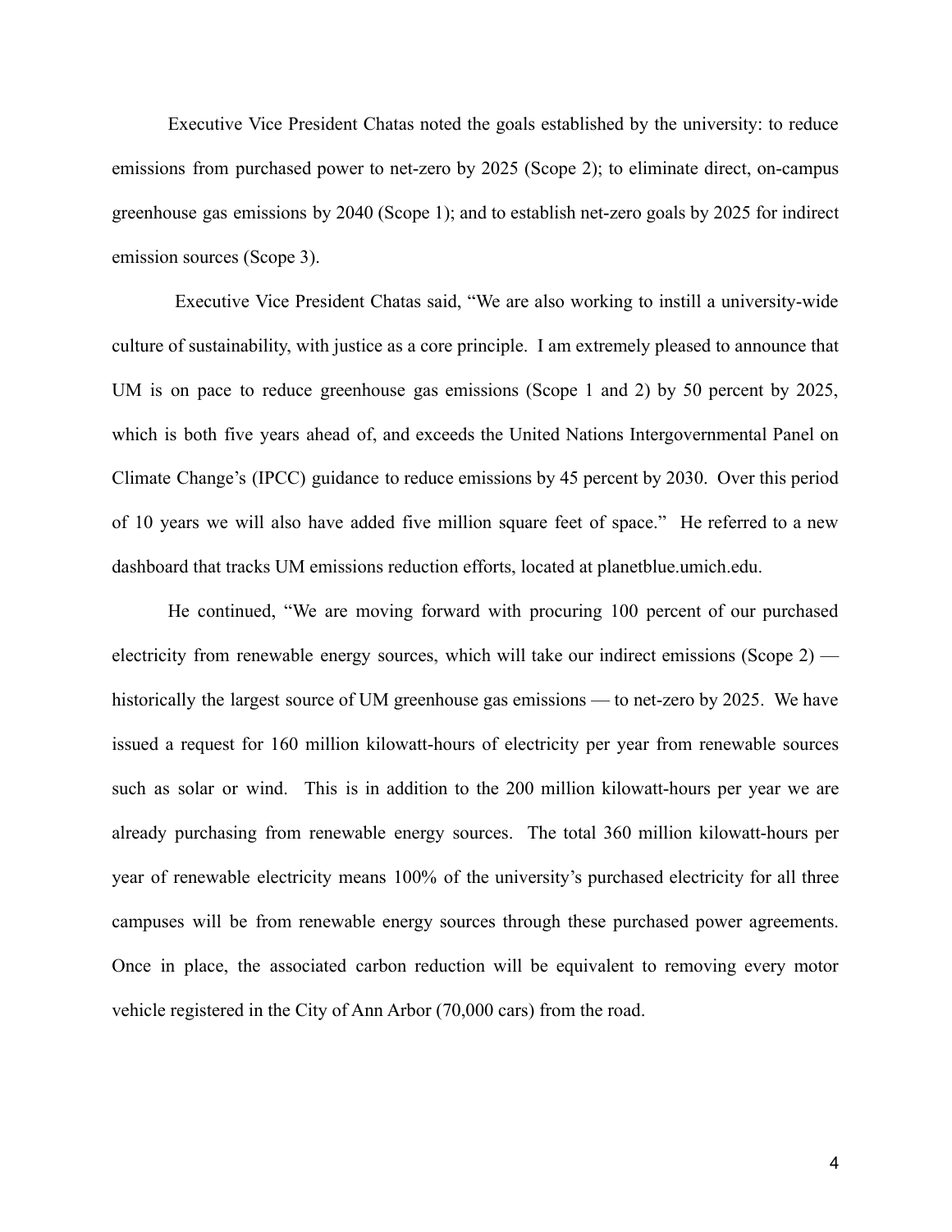Executive Vice President Chatas noted the goals established by the university: to reduce emissions from purchased power to net-zero by 2025 (Scope 2); to eliminate direct, on-campus greenhouse gas emissions by 2040 (Scope 1); and to establish net-zero goals by 2025 for indirect emission sources (Scope 3).

Executive Vice President Chatas said, "We are also working to instill a university-wide culture of sustainability, with justice as a core principle. I am extremely pleased to announce that UM is on pace to reduce greenhouse gas emissions (Scope 1 and 2) by 50 percent by 2025, which is both five years ahead of, and exceeds the United Nations Intergovernmental Panel on Climate Change's (IPCC) guidance to reduce emissions by 45 percent by 2030. Over this period of 10 years we will also have added five million square feet of space." He referred to a new dashboard that tracks UM emissions reduction efforts, located at planetblue.umich.edu.

He continued, "We are moving forward with procuring 100 percent of our purchased electricity from renewable energy sources, which will take our indirect emissions (Scope 2) — historically the largest source of UM greenhouse gas emissions — to net-zero by 2025. We have issued a request for 160 million kilowatt-hours of electricity per year from renewable sources such as solar or wind. This is in addition to the 200 million kilowatt-hours per year we are already purchasing from renewable energy sources. The total 360 million kilowatt-hours per year of renewable electricity means 100% of the university's purchased electricity for all three campuses will be from renewable energy sources through these purchased power agreements. Once in place, the associated carbon reduction will be equivalent to removing every motor vehicle registered in the City of Ann Arbor (70,000 cars) from the road.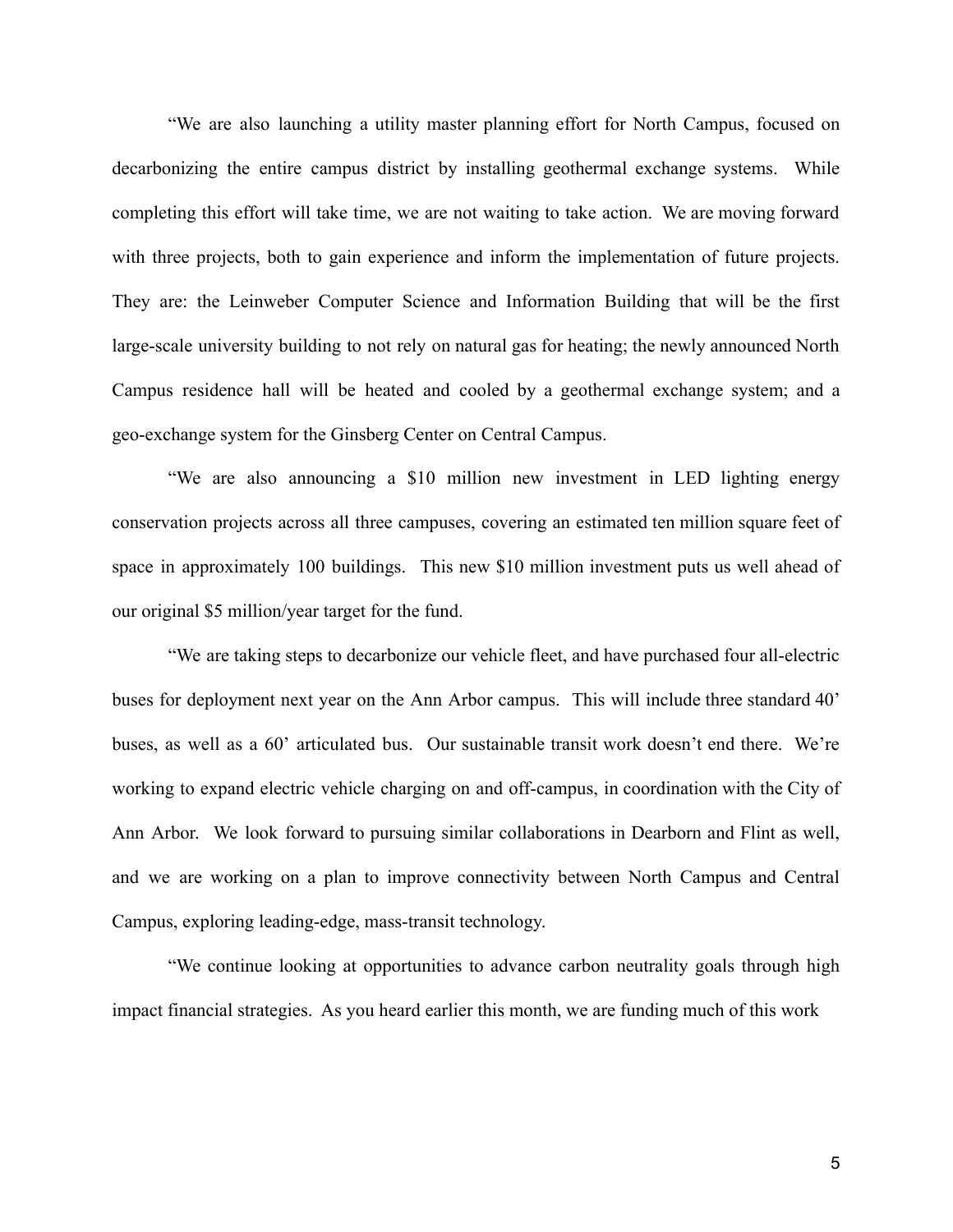"We are also launching a utility master planning effort for North Campus, focused on decarbonizing the entire campus district by installing geothermal exchange systems. While completing this effort will take time, we are not waiting to take action. We are moving forward with three projects, both to gain experience and inform the implementation of future projects. They are: the Leinweber Computer Science and Information Building that will be the first large-scale university building to not rely on natural gas for heating; the newly announced North Campus residence hall will be heated and cooled by a geothermal exchange system; and a geo-exchange system for the Ginsberg Center on Central Campus.

"We are also announcing a $10 million new investment in LED lighting energy conservation projects across all three campuses, covering an estimated ten million square feet of space in approximately 100 buildings. This new $10 million investment puts us well ahead of our original $5 million/year target for the fund.

"We are taking steps to decarbonize our vehicle fleet, and have purchased four all-electric buses for deployment next year on the Ann Arbor campus. This will include three standard 40' buses, as well as a 60' articulated bus. Our sustainable transit work doesn't end there. We're working to expand electric vehicle charging on and off-campus, in coordination with the City of Ann Arbor. We look forward to pursuing similar collaborations in Dearborn and Flint as well, and we are working on a plan to improve connectivity between North Campus and Central Campus, exploring leading-edge, mass-transit technology.

"We continue looking at opportunities to advance carbon neutrality goals through high impact financial strategies. As you heard earlier this month, we are funding much of this work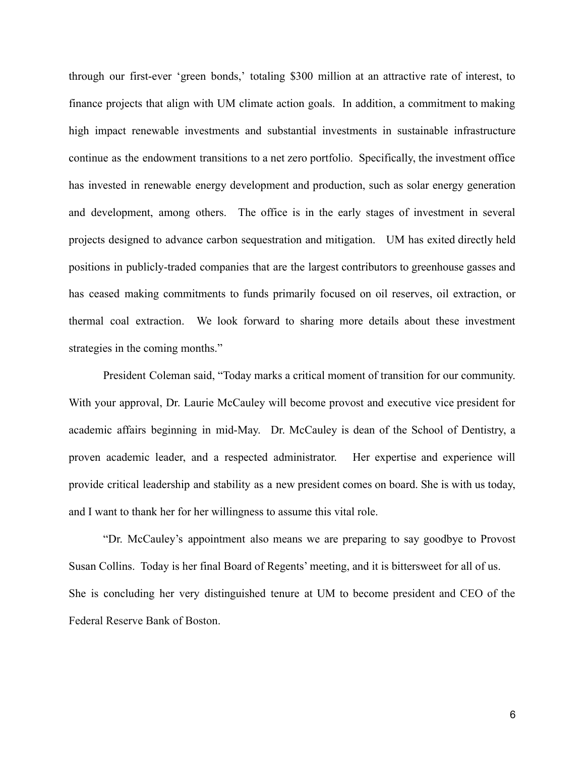through our first-ever 'green bonds,' totaling $300 million at an attractive rate of interest, to finance projects that align with UM climate action goals. In addition, a commitment to making high impact renewable investments and substantial investments in sustainable infrastructure continue as the endowment transitions to a net zero portfolio. Specifically, the investment office has invested in renewable energy development and production, such as solar energy generation and development, among others. The office is in the early stages of investment in several projects designed to advance carbon sequestration and mitigation. UM has exited directly held positions in publicly-traded companies that are the largest contributors to greenhouse gasses and has ceased making commitments to funds primarily focused on oil reserves, oil extraction, or thermal coal extraction. We look forward to sharing more details about these investment strategies in the coming months."

President Coleman said, "Today marks a critical moment of transition for our community. With your approval, Dr. Laurie McCauley will become provost and executive vice president for academic affairs beginning in mid-May. Dr. McCauley is dean of the School of Dentistry, a proven academic leader, and a respected administrator. Her expertise and experience will provide critical leadership and stability as a new president comes on board. She is with us today, and I want to thank her for her willingness to assume this vital role.

"Dr. McCauley's appointment also means we are preparing to say goodbye to Provost Susan Collins. Today is her final Board of Regents' meeting, and it is bittersweet for all of us. She is concluding her very distinguished tenure at UM to become president and CEO of the Federal Reserve Bank of Boston.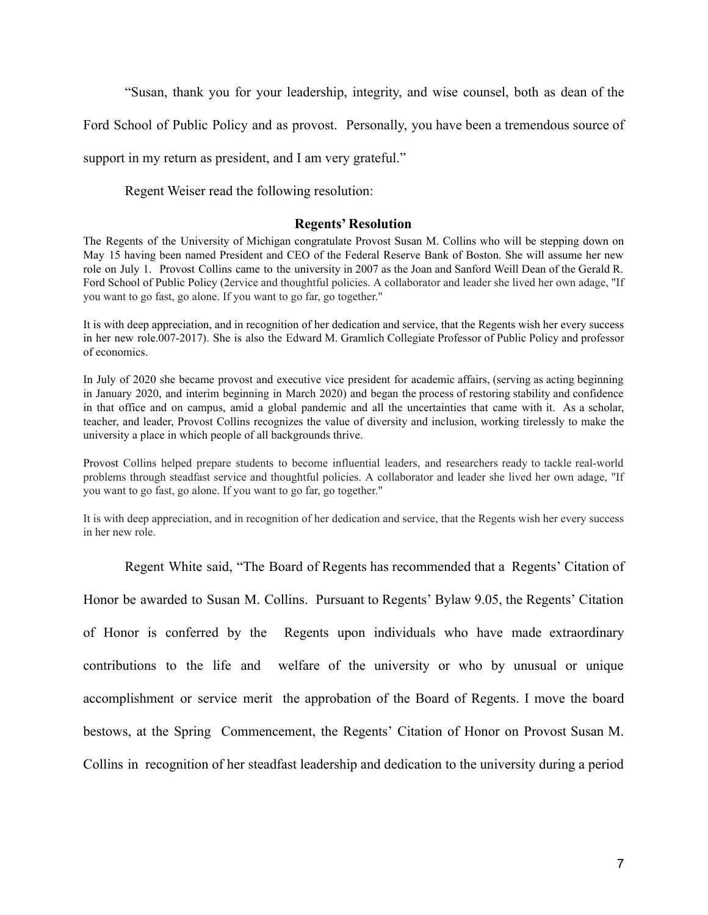"Susan, thank you for your leadership, integrity, and wise counsel, both as dean of the Ford School of Public Policy and as provost. Personally, you have been a tremendous source of support in my return as president, and I am very grateful."

Regent Weiser read the following resolution:

**Regents' Resolution**

The Regents of the University of Michigan congratulate Provost Susan M. Collins who will be stepping down on May 15 having been named President and CEO of the Federal Reserve Bank of Boston. She will assume her new role on July 1. Provost Collins came to the university in 2007 as the Joan and Sanford Weill Dean of the Gerald R. Ford School of Public Policy (2ervice and thoughtful policies. A collaborator and leader she lived her own adage, "If you want to go fast, go alone. If you want to go far, go together."

It is with deep appreciation, and in recognition of her dedication and service, that the Regents wish her every success in her new role.007-2017). She is also the Edward M. Gramlich Collegiate Professor of Public Policy and professor of economics.

In July of 2020 she became provost and executive vice president for academic affairs, (serving as acting beginning in January 2020, and interim beginning in March 2020) and began the process of restoring stability and confidence in that office and on campus, amid a global pandemic and all the uncertainties that came with it. As a scholar, teacher, and leader, Provost Collins recognizes the value of diversity and inclusion, working tirelessly to make the university a place in which people of all backgrounds thrive.

Provost Collins helped prepare students to become influential leaders, and researchers ready to tackle real-world problems through steadfast service and thoughtful policies. A collaborator and leader she lived her own adage, "If you want to go fast, go alone. If you want to go far, go together."

It is with deep appreciation, and in recognition of her dedication and service, that the Regents wish her every success in her new role.

Regent White said, "The Board of Regents has recommended that a Regents' Citation of Honor be awarded to Susan M. Collins. Pursuant to Regents' Bylaw 9.05, the Regents' Citation of Honor is conferred by the Regents upon individuals who have made extraordinary contributions to the life and welfare of the university or who by unusual or unique accomplishment or service merit the approbation of the Board of Regents. I move the board bestows, at the Spring Commencement, the Regents' Citation of Honor on Provost Susan M. Collins in recognition of her steadfast leadership and dedication to the university during a period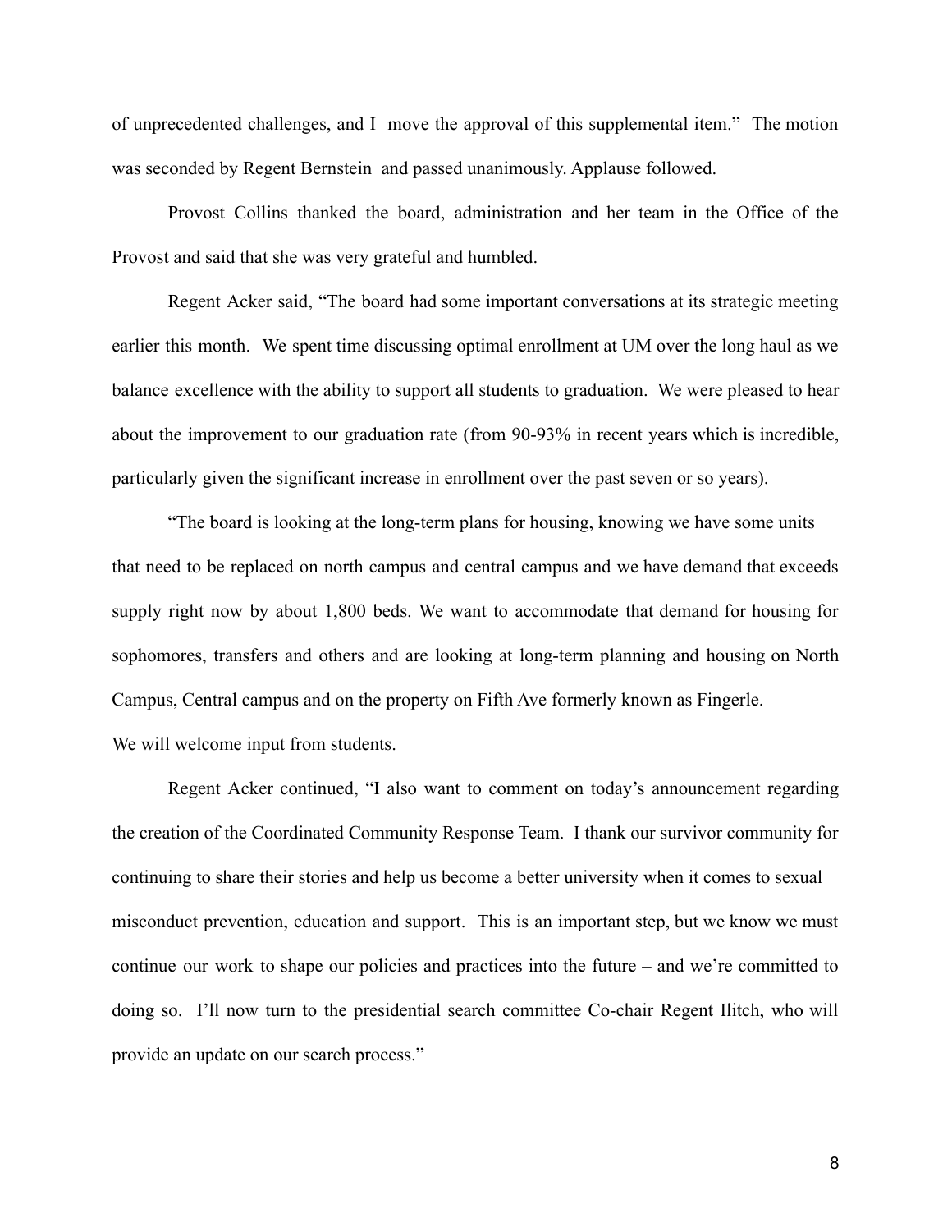of unprecedented challenges, and I move the approval of this supplemental item." The motion was seconded by Regent Bernstein and passed unanimously. Applause followed.

Provost Collins thanked the board, administration and her team in the Office of the Provost and said that she was very grateful and humbled.

Regent Acker said, "The board had some important conversations at its strategic meeting earlier this month. We spent time discussing optimal enrollment at UM over the long haul as we balance excellence with the ability to support all students to graduation. We were pleased to hear about the improvement to our graduation rate (from 90-93% in recent years which is incredible, particularly given the significant increase in enrollment over the past seven or so years).

"The board is looking at the long-term plans for housing, knowing we have some units that need to be replaced on north campus and central campus and we have demand that exceeds supply right now by about 1,800 beds. We want to accommodate that demand for housing for sophomores, transfers and others and are looking at long-term planning and housing on North Campus, Central campus and on the property on Fifth Ave formerly known as Fingerle.
We will welcome input from students.

Regent Acker continued, "I also want to comment on today's announcement regarding the creation of the Coordinated Community Response Team. I thank our survivor community for continuing to share their stories and help us become a better university when it comes to sexual misconduct prevention, education and support. This is an important step, but we know we must continue our work to shape our policies and practices into the future – and we're committed to doing so. I'll now turn to the presidential search committee Co-chair Regent Ilitch, who will provide an update on our search process."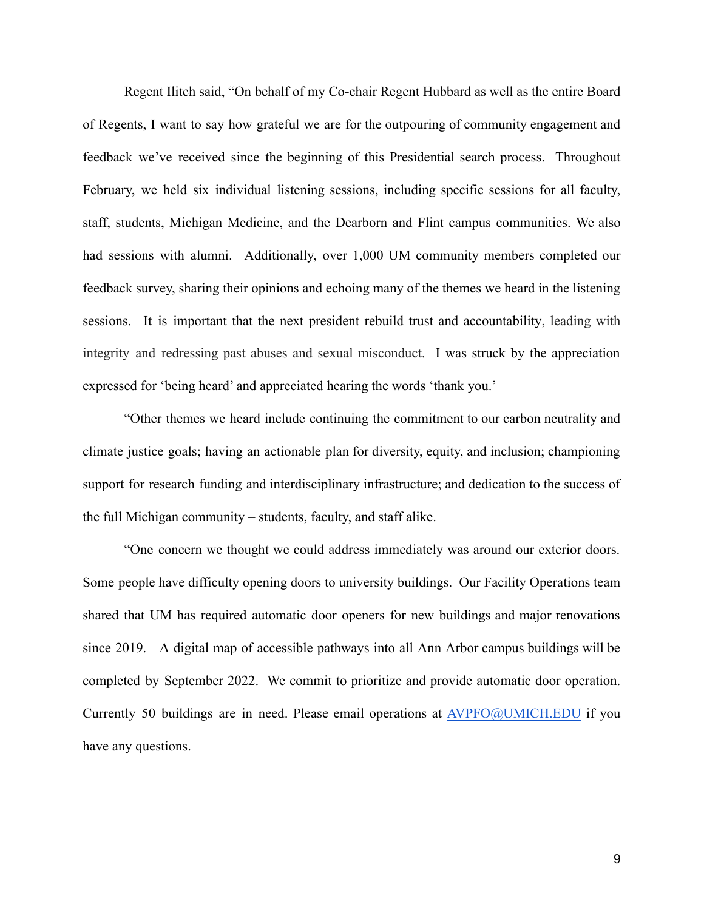Regent Ilitch said, "On behalf of my Co-chair Regent Hubbard as well as the entire Board of Regents, I want to say how grateful we are for the outpouring of community engagement and feedback we've received since the beginning of this Presidential search process. Throughout February, we held six individual listening sessions, including specific sessions for all faculty, staff, students, Michigan Medicine, and the Dearborn and Flint campus communities. We also had sessions with alumni. Additionally, over 1,000 UM community members completed our feedback survey, sharing their opinions and echoing many of the themes we heard in the listening sessions. It is important that the next president rebuild trust and accountability, leading with integrity and redressing past abuses and sexual misconduct. I was struck by the appreciation expressed for 'being heard' and appreciated hearing the words 'thank you.'

"Other themes we heard include continuing the commitment to our carbon neutrality and climate justice goals; having an actionable plan for diversity, equity, and inclusion; championing support for research funding and interdisciplinary infrastructure; and dedication to the success of the full Michigan community – students, faculty, and staff alike.

"One concern we thought we could address immediately was around our exterior doors. Some people have difficulty opening doors to university buildings. Our Facility Operations team shared that UM has required automatic door openers for new buildings and major renovations since 2019. A digital map of accessible pathways into all Ann Arbor campus buildings will be completed by September 2022. We commit to prioritize and provide automatic door operation. Currently 50 buildings are in need. Please email operations at [AVPFO@UMICH.EDU](mailto:AVPFO@UMICH.EDU) if you have any questions.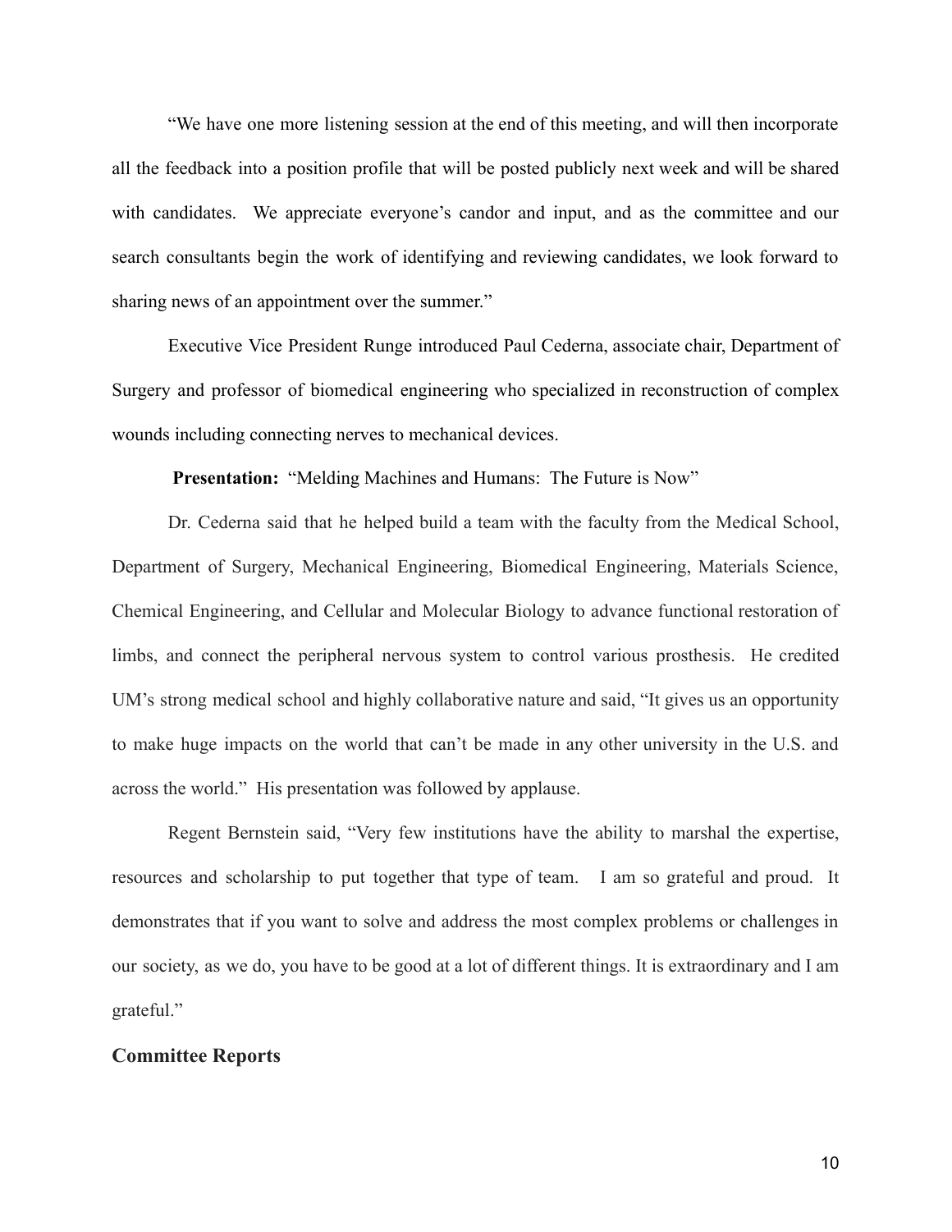"We have one more listening session at the end of this meeting, and will then incorporate all the feedback into a position profile that will be posted publicly next week and will be shared with candidates. We appreciate everyone's candor and input, and as the committee and our search consultants begin the work of identifying and reviewing candidates, we look forward to sharing news of an appointment over the summer."

Executive Vice President Runge introduced Paul Cederna, associate chair, Department of Surgery and professor of biomedical engineering who specialized in reconstruction of complex wounds including connecting nerves to mechanical devices.

**Presentation:** "Melding Machines and Humans: The Future is Now"

Dr. Cederna said that he helped build a team with the faculty from the Medical School, Department of Surgery, Mechanical Engineering, Biomedical Engineering, Materials Science, Chemical Engineering, and Cellular and Molecular Biology to advance functional restoration of limbs, and connect the peripheral nervous system to control various prosthesis. He credited UM's strong medical school and highly collaborative nature and said, "It gives us an opportunity to make huge impacts on the world that can't be made in any other university in the U.S. and across the world." His presentation was followed by applause.

Regent Bernstein said, "Very few institutions have the ability to marshal the expertise, resources and scholarship to put together that type of team. I am so grateful and proud. It demonstrates that if you want to solve and address the most complex problems or challenges in our society, as we do, you have to be good at a lot of different things. It is extraordinary and I am grateful."

## Committee Reports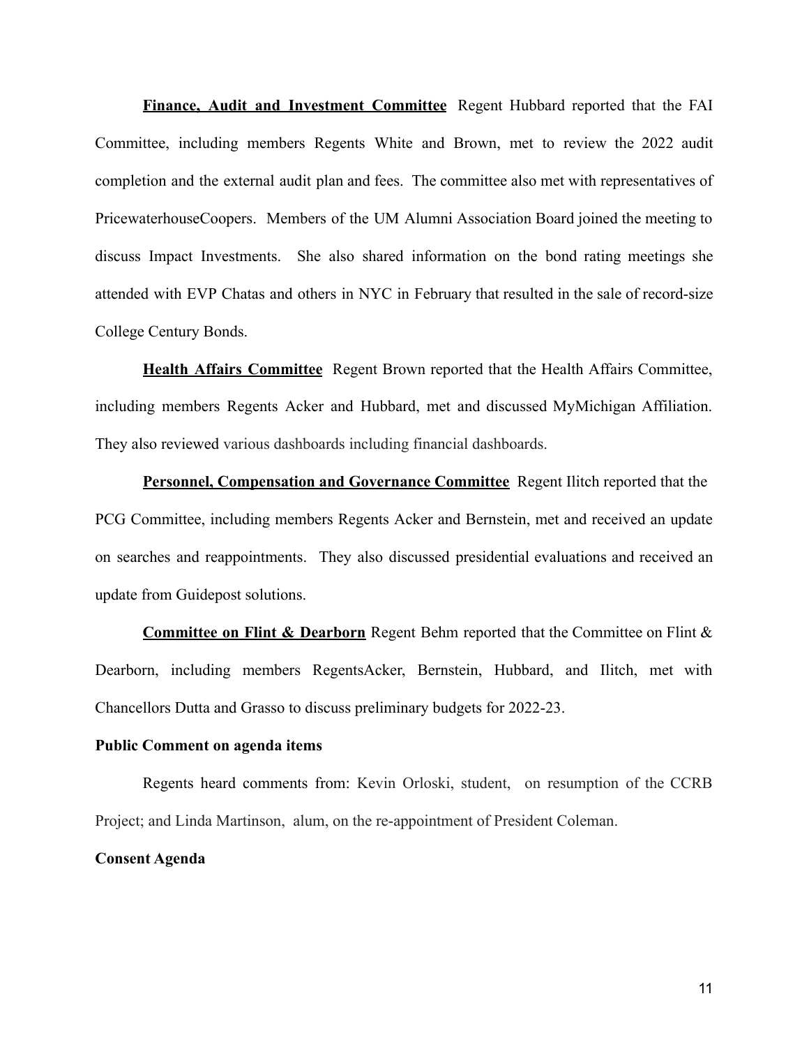**<u>Finance, Audit and Investment Committee</u>** Regent Hubbard reported that the FAI Committee, including members Regents White and Brown, met to review the 2022 audit completion and the external audit plan and fees. The committee also met with representatives of PricewaterhouseCoopers. Members of the UM Alumni Association Board joined the meeting to discuss Impact Investments. She also shared information on the bond rating meetings she attended with EVP Chatas and others in NYC in February that resulted in the sale of record-size College Century Bonds.

**<u>Health Affairs Committee</u>** Regent Brown reported that the Health Affairs Committee, including members Regents Acker and Hubbard, met and discussed MyMichigan Affiliation. They also reviewed various dashboards including financial dashboards.

**<u>Personnel, Compensation and Governance Committee</u>** Regent Ilitch reported that the PCG Committee, including members Regents Acker and Bernstein, met and received an update on searches and reappointments. They also discussed presidential evaluations and received an update from Guidepost solutions.

**<u>Committee on Flint & Dearborn</u>** Regent Behm reported that the Committee on Flint & Dearborn, including members RegentsAcker, Bernstein, Hubbard, and Ilitch, met with Chancellors Dutta and Grasso to discuss preliminary budgets for 2022-23.

**Public Comment on agenda items**

Regents heard comments from: Kevin Orloski, student, on resumption of the CCRB Project; and Linda Martinson, alum, on the re-appointment of President Coleman.

**Consent Agenda**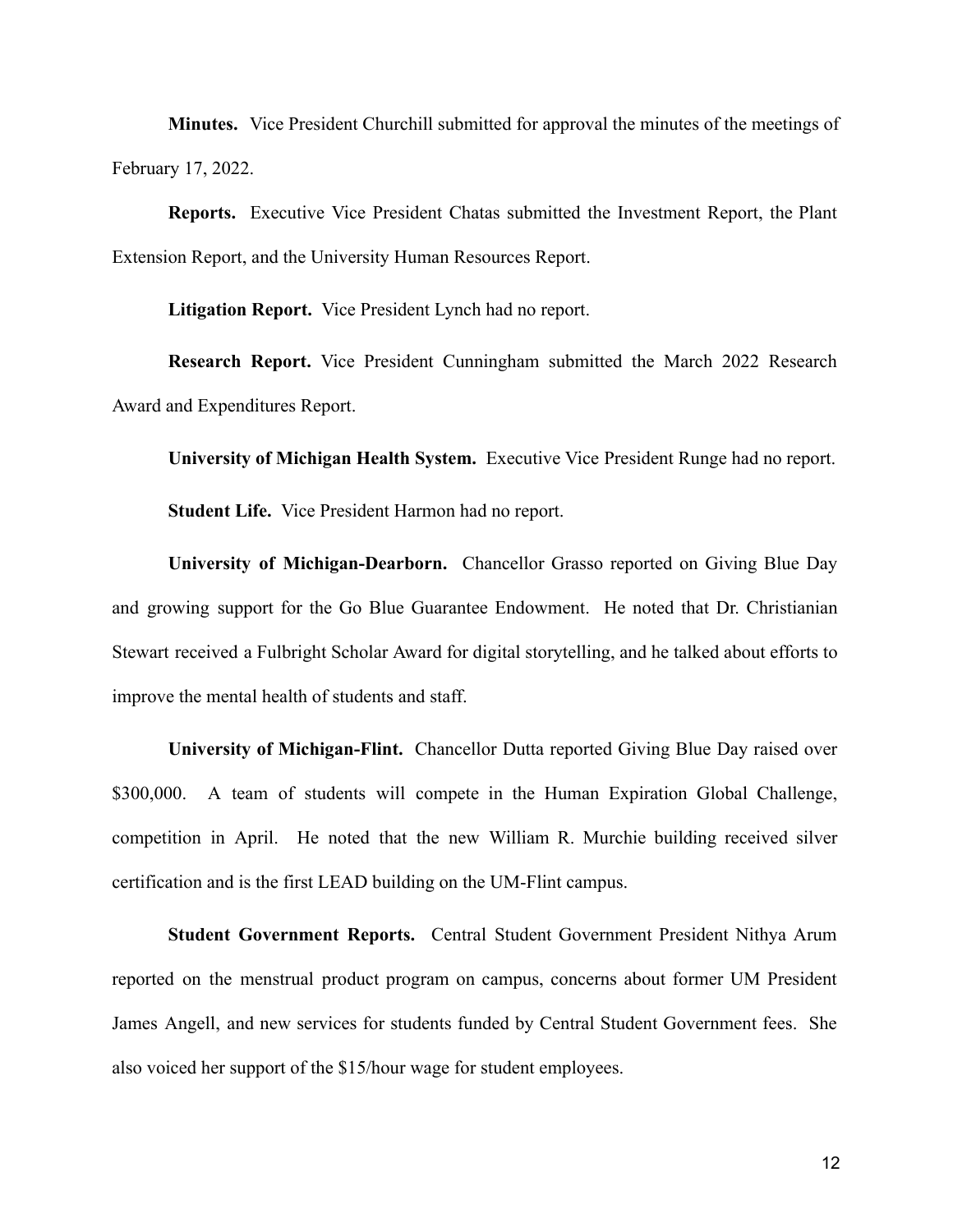**Minutes.** Vice President Churchill submitted for approval the minutes of the meetings of February 17, 2022.

**Reports.** Executive Vice President Chatas submitted the Investment Report, the Plant Extension Report, and the University Human Resources Report.

**Litigation Report.** Vice President Lynch had no report.

**Research Report.** Vice President Cunningham submitted the March 2022 Research Award and Expenditures Report.

**University of Michigan Health System.** Executive Vice President Runge had no report.

**Student Life.** Vice President Harmon had no report.

**University of Michigan-Dearborn.** Chancellor Grasso reported on Giving Blue Day and growing support for the Go Blue Guarantee Endowment. He noted that Dr. Christianian Stewart received a Fulbright Scholar Award for digital storytelling, and he talked about efforts to improve the mental health of students and staff.

**University of Michigan-Flint.** Chancellor Dutta reported Giving Blue Day raised over $300,000. A team of students will compete in the Human Expiration Global Challenge, competition in April. He noted that the new William R. Murchie building received silver certification and is the first LEAD building on the UM-Flint campus.

**Student Government Reports.** Central Student Government President Nithya Arum reported on the menstrual product program on campus, concerns about former UM President James Angell, and new services for students funded by Central Student Government fees. She also voiced her support of the $15/hour wage for student employees.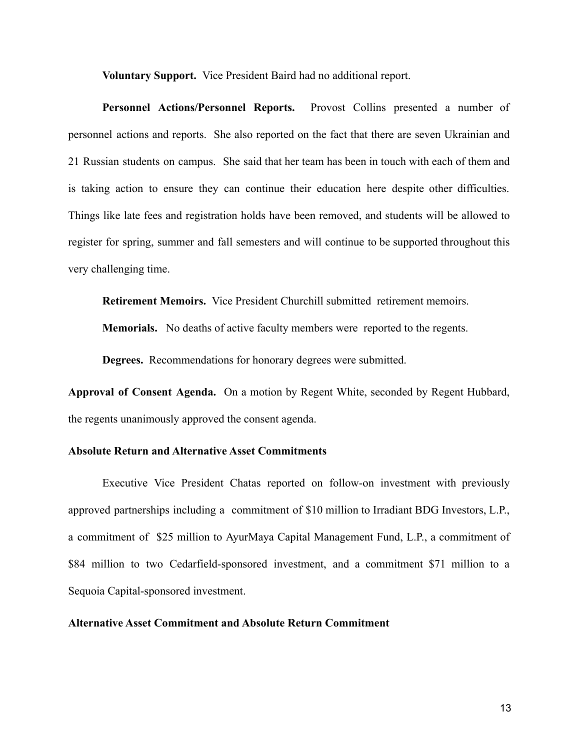**Voluntary Support.** Vice President Baird had no additional report.

**Personnel Actions/Personnel Reports.** Provost Collins presented a number of personnel actions and reports. She also reported on the fact that there are seven Ukrainian and 21 Russian students on campus. She said that her team has been in touch with each of them and is taking action to ensure they can continue their education here despite other difficulties. Things like late fees and registration holds have been removed, and students will be allowed to register for spring, summer and fall semesters and will continue to be supported throughout this very challenging time.

**Retirement Memoirs.** Vice President Churchill submitted retirement memoirs.

**Memorials.** No deaths of active faculty members were reported to the regents.

**Degrees.** Recommendations for honorary degrees were submitted.

**Approval of Consent Agenda.** On a motion by Regent White, seconded by Regent Hubbard, the regents unanimously approved the consent agenda.

**Absolute Return and Alternative Asset Commitments**

Executive Vice President Chatas reported on follow-on investment with previously approved partnerships including a commitment of $10 million to Irradiant BDG Investors, L.P., a commitment of $25 million to AyurMaya Capital Management Fund, L.P., a commitment of $84 million to two Cedarfield-sponsored investment, and a commitment $71 million to a Sequoia Capital-sponsored investment.

**Alternative Asset Commitment and Absolute Return Commitment**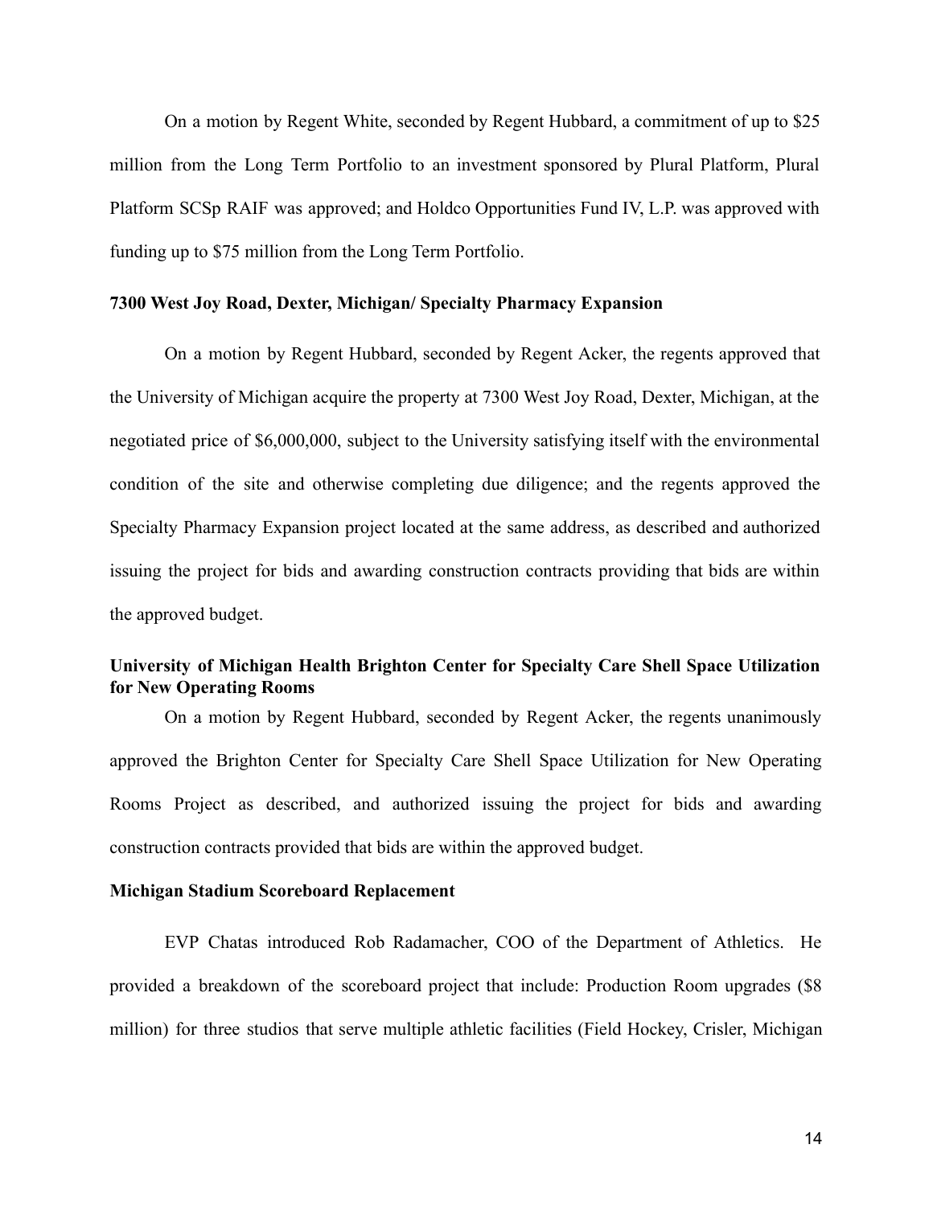On a motion by Regent White, seconded by Regent Hubbard, a commitment of up to $25 million from the Long Term Portfolio to an investment sponsored by Plural Platform, Plural Platform SCSp RAIF was approved; and Holdco Opportunities Fund IV, L.P. was approved with funding up to $75 million from the Long Term Portfolio.

**7300 West Joy Road, Dexter, Michigan/ Specialty Pharmacy Expansion**

On a motion by Regent Hubbard, seconded by Regent Acker, the regents approved that the University of Michigan acquire the property at 7300 West Joy Road, Dexter, Michigan, at the negotiated price of $6,000,000, subject to the University satisfying itself with the environmental condition of the site and otherwise completing due diligence; and the regents approved the Specialty Pharmacy Expansion project located at the same address, as described and authorized issuing the project for bids and awarding construction contracts providing that bids are within the approved budget.

**University of Michigan Health Brighton Center for Specialty Care Shell Space Utilization for New Operating Rooms**

On a motion by Regent Hubbard, seconded by Regent Acker, the regents unanimously approved the Brighton Center for Specialty Care Shell Space Utilization for New Operating Rooms Project as described, and authorized issuing the project for bids and awarding construction contracts provided that bids are within the approved budget.

**Michigan Stadium Scoreboard Replacement**

EVP Chatas introduced Rob Radamacher, COO of the Department of Athletics. He provided a breakdown of the scoreboard project that include: Production Room upgrades ($8 million) for three studios that serve multiple athletic facilities (Field Hockey, Crisler, Michigan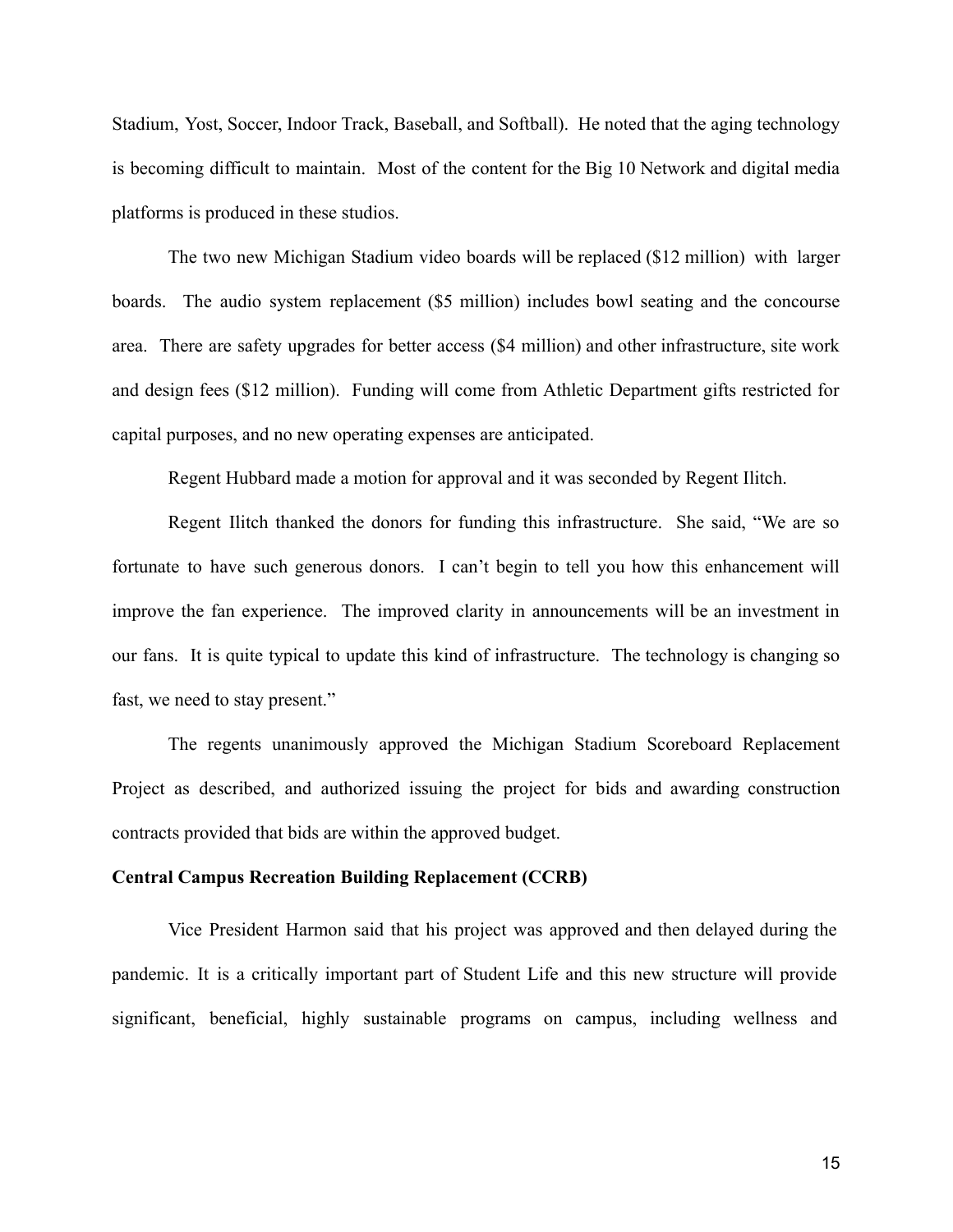Stadium, Yost, Soccer, Indoor Track, Baseball, and Softball). He noted that the aging technology is becoming difficult to maintain. Most of the content for the Big 10 Network and digital media platforms is produced in these studios.

The two new Michigan Stadium video boards will be replaced ($12 million) with larger boards. The audio system replacement ($5 million) includes bowl seating and the concourse area. There are safety upgrades for better access ($4 million) and other infrastructure, site work and design fees ($12 million). Funding will come from Athletic Department gifts restricted for capital purposes, and no new operating expenses are anticipated.

Regent Hubbard made a motion for approval and it was seconded by Regent Ilitch.

Regent Ilitch thanked the donors for funding this infrastructure. She said, "We are so fortunate to have such generous donors. I can't begin to tell you how this enhancement will improve the fan experience. The improved clarity in announcements will be an investment in our fans. It is quite typical to update this kind of infrastructure. The technology is changing so fast, we need to stay present."

The regents unanimously approved the Michigan Stadium Scoreboard Replacement Project as described, and authorized issuing the project for bids and awarding construction contracts provided that bids are within the approved budget.

**Central Campus Recreation Building Replacement (CCRB)**

Vice President Harmon said that his project was approved and then delayed during the pandemic. It is a critically important part of Student Life and this new structure will provide significant, beneficial, highly sustainable programs on campus, including wellness and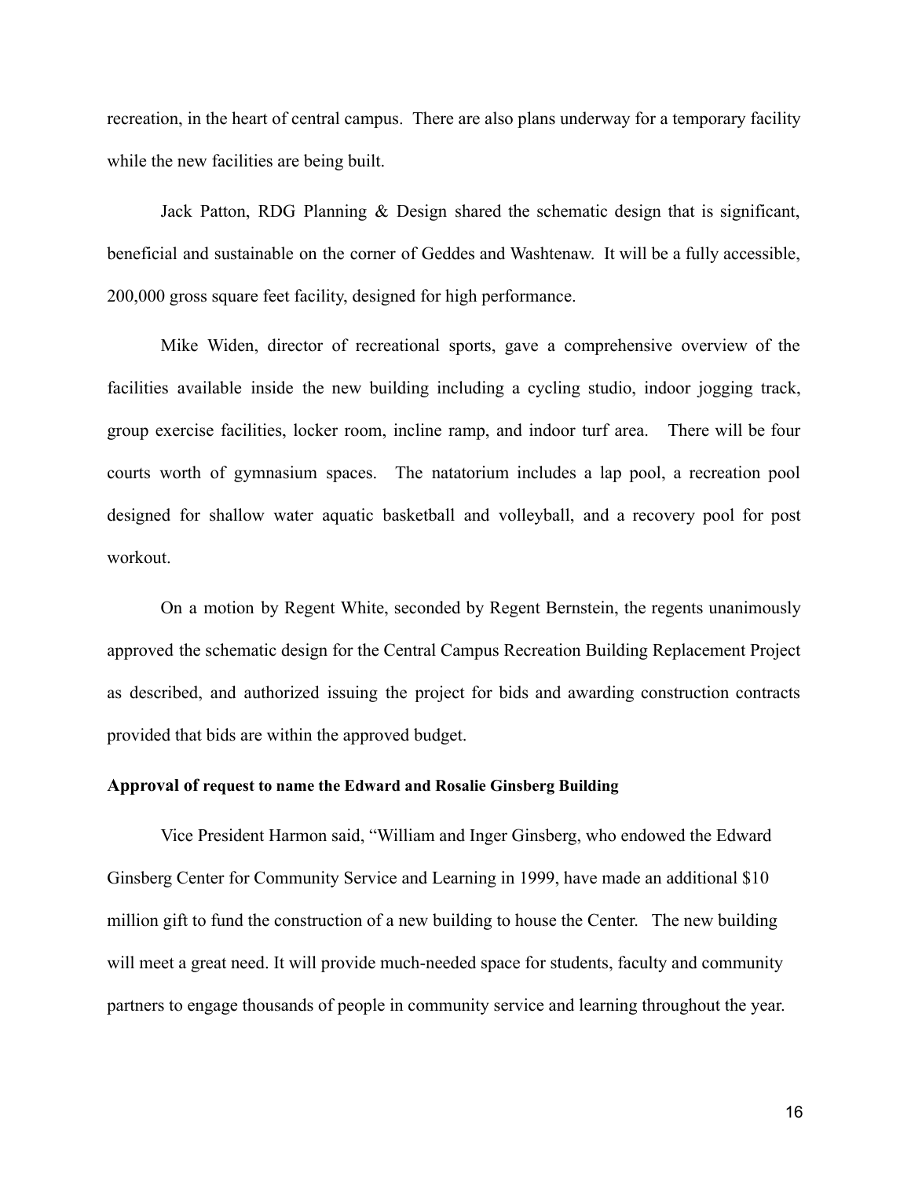recreation, in the heart of central campus. There are also plans underway for a temporary facility while the new facilities are being built.

Jack Patton, RDG Planning & Design shared the schematic design that is significant, beneficial and sustainable on the corner of Geddes and Washtenaw. It will be a fully accessible, 200,000 gross square feet facility, designed for high performance.

Mike Widen, director of recreational sports, gave a comprehensive overview of the facilities available inside the new building including a cycling studio, indoor jogging track, group exercise facilities, locker room, incline ramp, and indoor turf area. There will be four courts worth of gymnasium spaces. The natatorium includes a lap pool, a recreation pool designed for shallow water aquatic basketball and volleyball, and a recovery pool for post workout.

On a motion by Regent White, seconded by Regent Bernstein, the regents unanimously approved the schematic design for the Central Campus Recreation Building Replacement Project as described, and authorized issuing the project for bids and awarding construction contracts provided that bids are within the approved budget.

**Approval of request to name the Edward and Rosalie Ginsberg Building**

Vice President Harmon said, "William and Inger Ginsberg, who endowed the Edward Ginsberg Center for Community Service and Learning in 1999, have made an additional $10 million gift to fund the construction of a new building to house the Center. The new building will meet a great need. It will provide much-needed space for students, faculty and community partners to engage thousands of people in community service and learning throughout the year.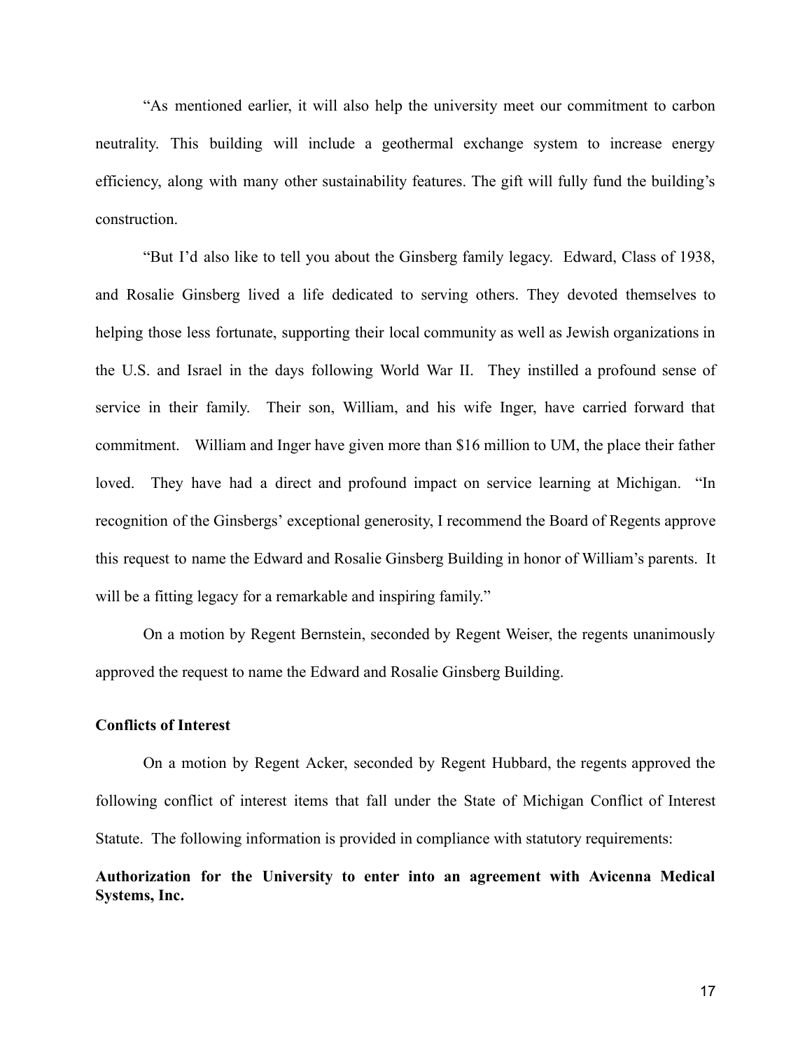"As mentioned earlier, it will also help the university meet our commitment to carbon neutrality. This building will include a geothermal exchange system to increase energy efficiency, along with many other sustainability features. The gift will fully fund the building's construction.

"But I'd also like to tell you about the Ginsberg family legacy. Edward, Class of 1938, and Rosalie Ginsberg lived a life dedicated to serving others. They devoted themselves to helping those less fortunate, supporting their local community as well as Jewish organizations in the U.S. and Israel in the days following World War II. They instilled a profound sense of service in their family. Their son, William, and his wife Inger, have carried forward that commitment. William and Inger have given more than $16 million to UM, the place their father loved. They have had a direct and profound impact on service learning at Michigan. "In recognition of the Ginsbergs' exceptional generosity, I recommend the Board of Regents approve this request to name the Edward and Rosalie Ginsberg Building in honor of William's parents. It will be a fitting legacy for a remarkable and inspiring family."

On a motion by Regent Bernstein, seconded by Regent Weiser, the regents unanimously approved the request to name the Edward and Rosalie Ginsberg Building.

**Conflicts of Interest**

On a motion by Regent Acker, seconded by Regent Hubbard, the regents approved the following conflict of interest items that fall under the State of Michigan Conflict of Interest Statute. The following information is provided in compliance with statutory requirements:

**Authorization for the University to enter into an agreement with Avicenna Medical Systems, Inc.**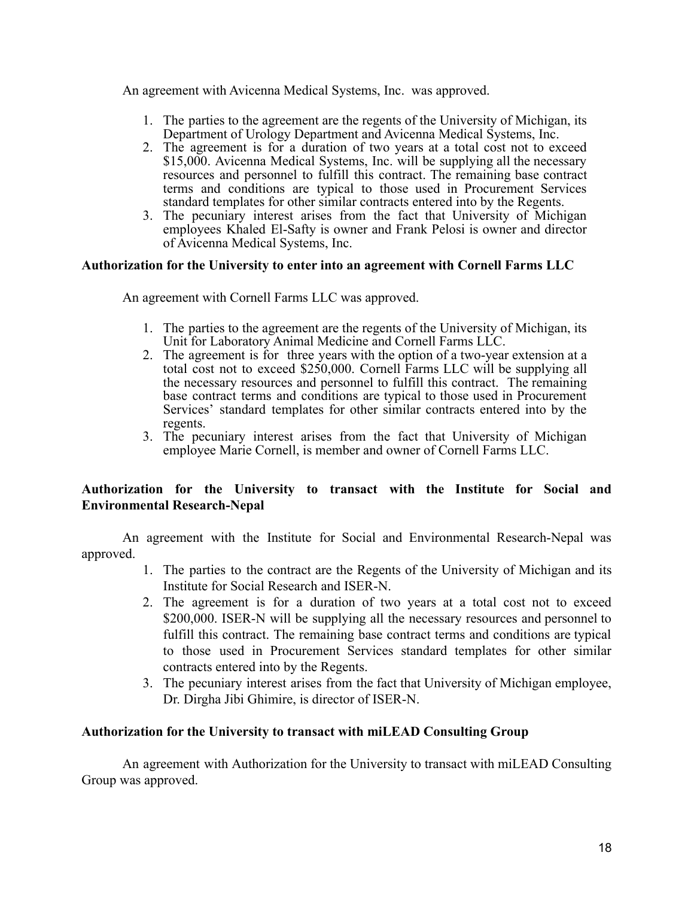An agreement with Avicenna Medical Systems, Inc.  was approved.

1. The parties to the agreement are the regents of the University of Michigan, its Department of Urology Department and Avicenna Medical Systems, Inc.
2. The agreement is for a duration of two years at a total cost not to exceed $15,000. Avicenna Medical Systems, Inc. will be supplying all the necessary resources and personnel to fulfill this contract. The remaining base contract terms and conditions are typical to those used in Procurement Services standard templates for other similar contracts entered into by the Regents.
3. The pecuniary interest arises from the fact that University of Michigan employees Khaled El-Safty is owner and Frank Pelosi is owner and director of Avicenna Medical Systems, Inc.

**Authorization for the University to enter into an agreement with Cornell Farms LLC**

An agreement with Cornell Farms LLC was approved.

1. The parties to the agreement are the regents of the University of Michigan, its Unit for Laboratory Animal Medicine and Cornell Farms LLC.
2. The agreement is for  three years with the option of a two-year extension at a total cost not to exceed $250,000. Cornell Farms LLC will be supplying all the necessary resources and personnel to fulfill this contract.  The remaining base contract terms and conditions are typical to those used in Procurement Services' standard templates for other similar contracts entered into by the regents.
3. The pecuniary interest arises from the fact that University of Michigan employee Marie Cornell, is member and owner of Cornell Farms LLC.

**Authorization for the University to transact with the Institute for Social and Environmental Research-Nepal**

An agreement with the Institute for Social and Environmental Research-Nepal was approved.

1. The parties to the contract are the Regents of the University of Michigan and its Institute for Social Research and ISER-N.
2. The agreement is for a duration of two years at a total cost not to exceed $200,000. ISER-N will be supplying all the necessary resources and personnel to fulfill this contract. The remaining base contract terms and conditions are typical to those used in Procurement Services standard templates for other similar contracts entered into by the Regents.
3. The pecuniary interest arises from the fact that University of Michigan employee, Dr. Dirgha Jibi Ghimire, is director of ISER-N.

**Authorization for the University to transact with miLEAD Consulting Group**

An agreement with Authorization for the University to transact with miLEAD Consulting Group was approved.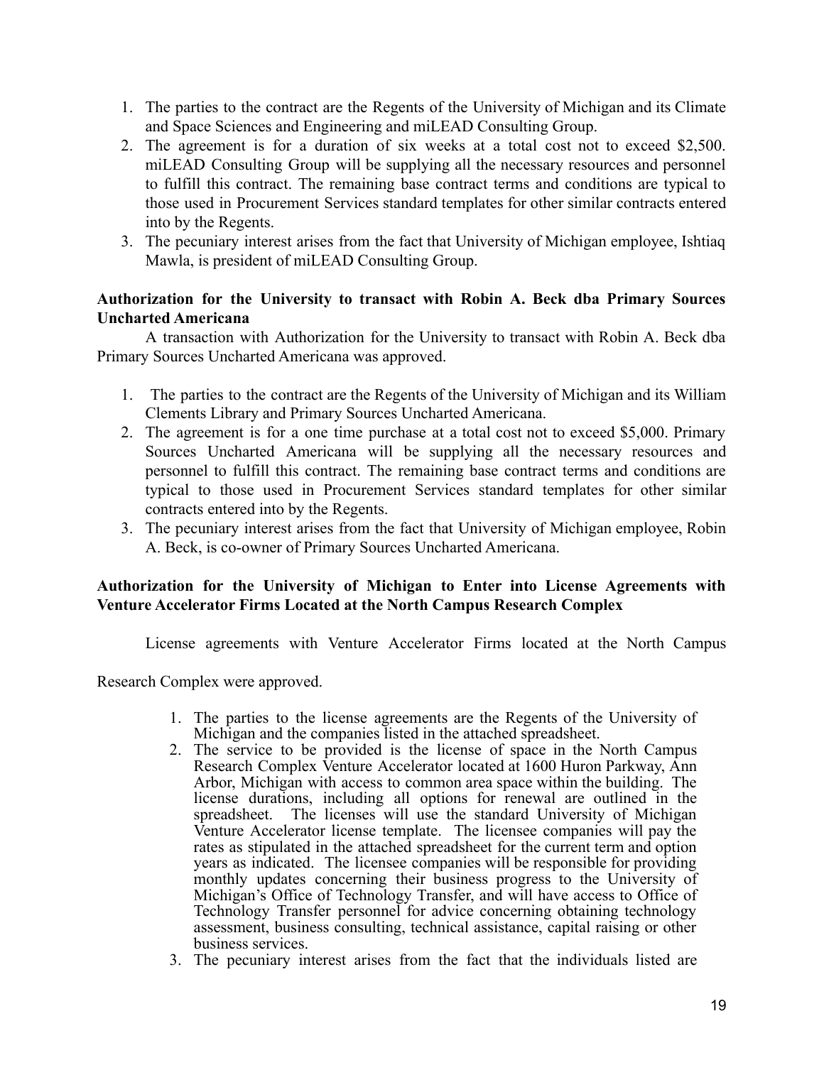1. The parties to the contract are the Regents of the University of Michigan and its Climate and Space Sciences and Engineering and miLEAD Consulting Group.
2. The agreement is for a duration of six weeks at a total cost not to exceed $2,500. miLEAD Consulting Group will be supplying all the necessary resources and personnel to fulfill this contract. The remaining base contract terms and conditions are typical to those used in Procurement Services standard templates for other similar contracts entered into by the Regents.
3. The pecuniary interest arises from the fact that University of Michigan employee, Ishtiaq Mawla, is president of miLEAD Consulting Group.

**Authorization for the University to transact with Robin A. Beck dba Primary Sources Uncharted Americana**

A transaction with Authorization for the University to transact with Robin A. Beck dba Primary Sources Uncharted Americana was approved.

1. The parties to the contract are the Regents of the University of Michigan and its William Clements Library and Primary Sources Uncharted Americana.
2. The agreement is for a one time purchase at a total cost not to exceed $5,000. Primary Sources Uncharted Americana will be supplying all the necessary resources and personnel to fulfill this contract. The remaining base contract terms and conditions are typical to those used in Procurement Services standard templates for other similar contracts entered into by the Regents.
3. The pecuniary interest arises from the fact that University of Michigan employee, Robin A. Beck, is co-owner of Primary Sources Uncharted Americana.

**Authorization for the University of Michigan to Enter into License Agreements with Venture Accelerator Firms Located at the North Campus Research Complex**

License agreements with Venture Accelerator Firms located at the North Campus Research Complex were approved.

1. The parties to the license agreements are the Regents of the University of Michigan and the companies listed in the attached spreadsheet.
2. The service to be provided is the license of space in the North Campus Research Complex Venture Accelerator located at 1600 Huron Parkway, Ann Arbor, Michigan with access to common area space within the building. The license durations, including all options for renewal are outlined in the spreadsheet. The licenses will use the standard University of Michigan Venture Accelerator license template. The licensee companies will pay the rates as stipulated in the attached spreadsheet for the current term and option years as indicated. The licensee companies will be responsible for providing monthly updates concerning their business progress to the University of Michigan's Office of Technology Transfer, and will have access to Office of Technology Transfer personnel for advice concerning obtaining technology assessment, business consulting, technical assistance, capital raising or other business services.
3. The pecuniary interest arises from the fact that the individuals listed are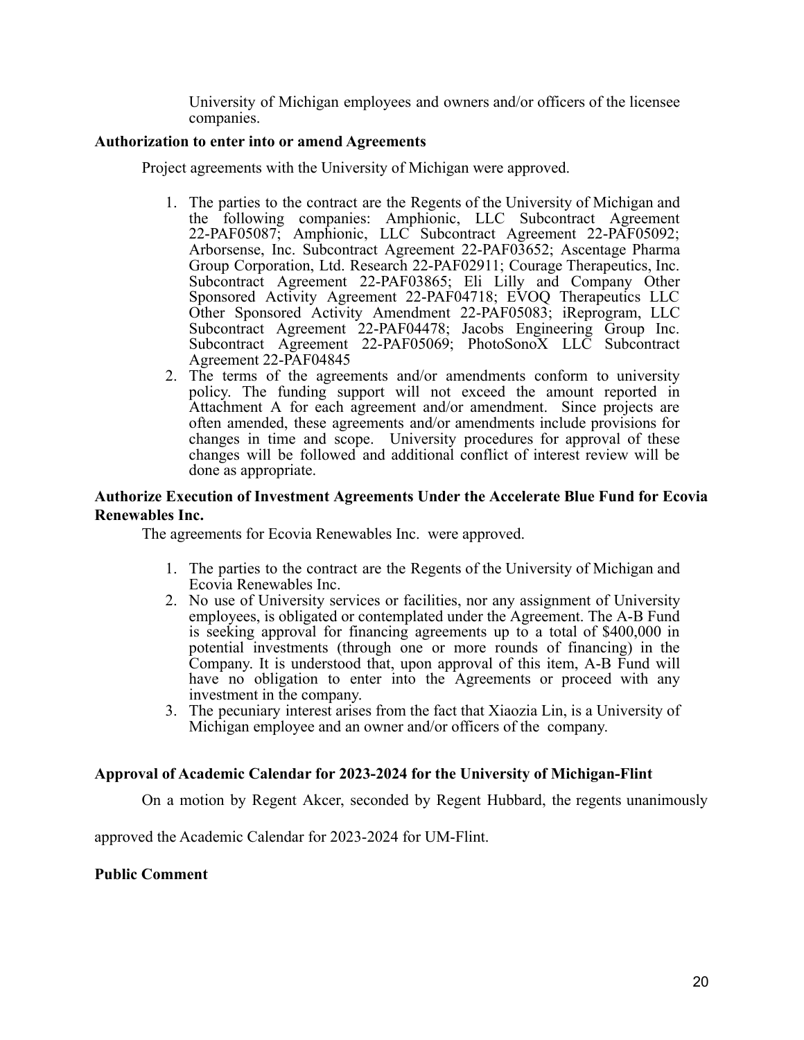University of Michigan employees and owners and/or officers of the licensee companies.

**Authorization to enter into or amend Agreements**

Project agreements with the University of Michigan were approved.

1. The parties to the contract are the Regents of the University of Michigan and the following companies: Amphionic, LLC Subcontract Agreement 22-PAF05087; Amphionic, LLC Subcontract Agreement 22-PAF05092; Arborsense, Inc. Subcontract Agreement 22-PAF03652; Ascentage Pharma Group Corporation, Ltd. Research 22-PAF02911; Courage Therapeutics, Inc. Subcontract Agreement 22-PAF03865; Eli Lilly and Company Other Sponsored Activity Agreement 22-PAF04718; EVOQ Therapeutics LLC Other Sponsored Activity Amendment 22-PAF05083; iReprogram, LLC Subcontract Agreement 22-PAF04478; Jacobs Engineering Group Inc. Subcontract Agreement 22-PAF05069; PhotoSonoX LLC Subcontract Agreement 22-PAF04845
2. The terms of the agreements and/or amendments conform to university policy. The funding support will not exceed the amount reported in Attachment A for each agreement and/or amendment. Since projects are often amended, these agreements and/or amendments include provisions for changes in time and scope. University procedures for approval of these changes will be followed and additional conflict of interest review will be done as appropriate.

**Authorize Execution of Investment Agreements Under the Accelerate Blue Fund for Ecovia Renewables Inc.**

The agreements for Ecovia Renewables Inc. were approved.

1. The parties to the contract are the Regents of the University of Michigan and Ecovia Renewables Inc.
2. No use of University services or facilities, nor any assignment of University employees, is obligated or contemplated under the Agreement. The A-B Fund is seeking approval for financing agreements up to a total of $400,000 in potential investments (through one or more rounds of financing) in the Company. It is understood that, upon approval of this item, A-B Fund will have no obligation to enter into the Agreements or proceed with any investment in the company.
3. The pecuniary interest arises from the fact that Xiaozia Lin, is a University of Michigan employee and an owner and/or officers of the company.

**Approval of Academic Calendar for 2023-2024 for the University of Michigan-Flint**

On a motion by Regent Akcer, seconded by Regent Hubbard, the regents unanimously approved the Academic Calendar for 2023-2024 for UM-Flint.

**Public Comment**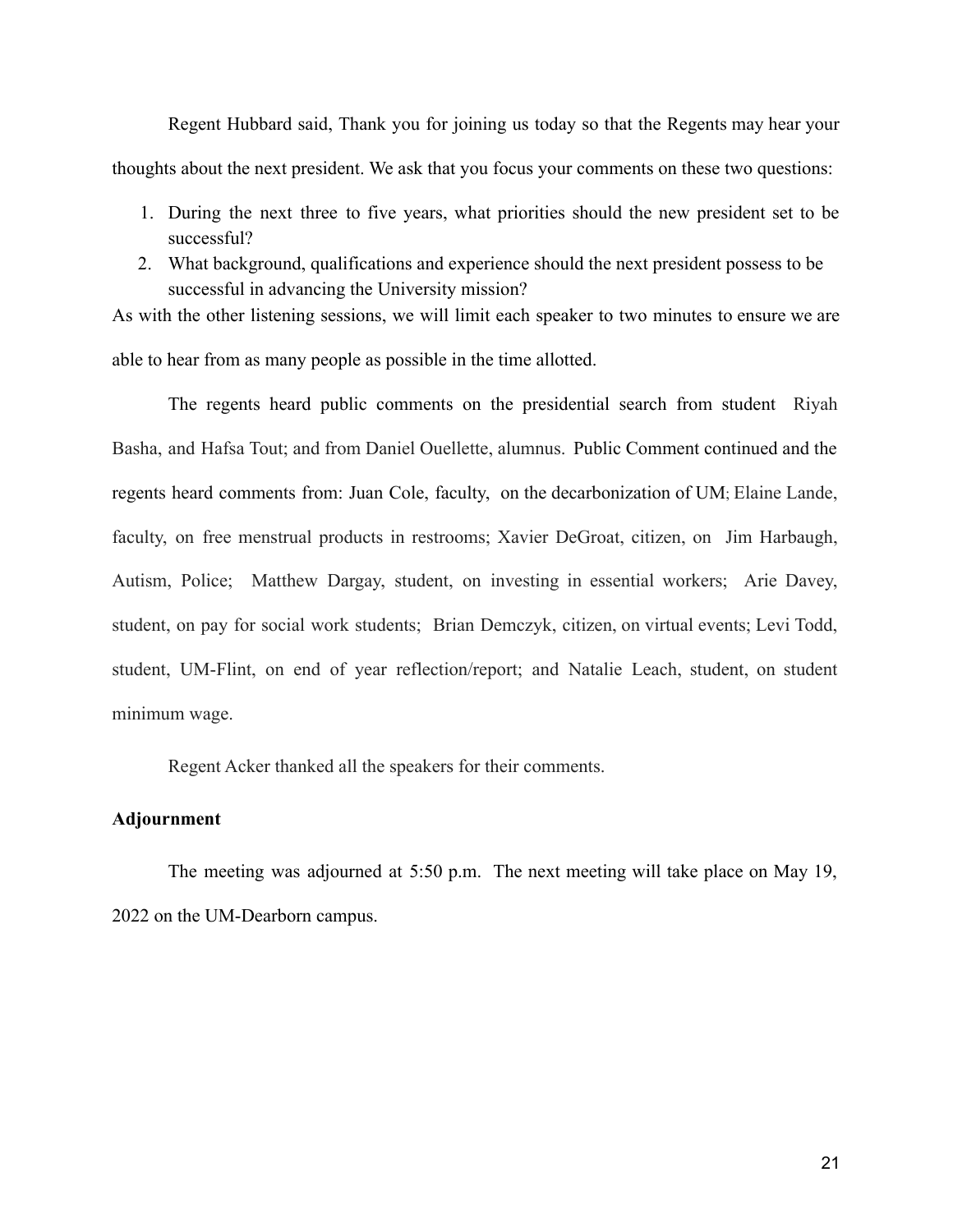Regent Hubbard said, Thank you for joining us today so that the Regents may hear your thoughts about the next president. We ask that you focus your comments on these two questions:

1. During the next three to five years, what priorities should the new president set to be successful?
2. What background, qualifications and experience should the next president possess to be successful in advancing the University mission?

As with the other listening sessions, we will limit each speaker to two minutes to ensure we are able to hear from as many people as possible in the time allotted.

The regents heard public comments on the presidential search from student Riyah Basha, and Hafsa Tout; and from Daniel Ouellette, alumnus. Public Comment continued and the regents heard comments from: Juan Cole, faculty, on the decarbonization of UM; Elaine Lande, faculty, on free menstrual products in restrooms; Xavier DeGroat, citizen, on Jim Harbaugh, Autism, Police; Matthew Dargay, student, on investing in essential workers; Arie Davey, student, on pay for social work students; Brian Demczyk, citizen, on virtual events; Levi Todd, student, UM-Flint, on end of year reflection/report; and Natalie Leach, student, on student minimum wage.

Regent Acker thanked all the speakers for their comments.

**Adjournment**

The meeting was adjourned at 5:50 p.m. The next meeting will take place on May 19, 2022 on the UM-Dearborn campus.